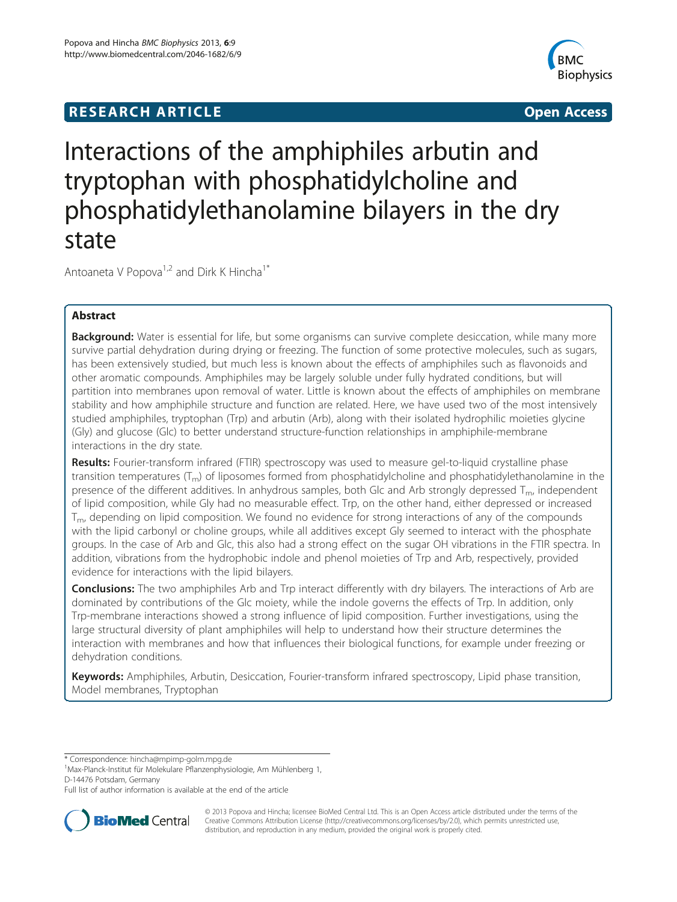**RESEARCH ARTICLE** **Open Access**

# Interactions of the amphiphiles arbutin and tryptophan with phosphatidylcholine and phosphatidylethanolamine bilayers in the dry state

Antoaneta V Popova[1,2] and Dirk K Hincha[1*]

## Abstract

**Background:** Water is essential for life, but some organisms can survive complete desiccation, while many more survive partial dehydration during drying or freezing. The function of some protective molecules, such as sugars, has been extensively studied, but much less is known about the effects of amphiphiles such as flavonoids and other aromatic compounds. Amphiphiles may be largely soluble under fully hydrated conditions, but will partition into membranes upon removal of water. Little is known about the effects of amphiphiles on membrane stability and how amphiphile structure and function are related. Here, we have used two of the most intensively studied amphiphiles, tryptophan (Trp) and arbutin (Arb), along with their isolated hydrophilic moieties glycine (Gly) and glucose (Glc) to better understand structure-function relationships in amphiphile-membrane interactions in the dry state.

**Results:** Fourier-transform infrared (FTIR) spectroscopy was used to measure gel-to-liquid crystalline phase transition temperatures ($T_m$) of liposomes formed from phosphatidylcholine and phosphatidylethanolamine in the presence of the different additives. In anhydrous samples, both Glc and Arb strongly depressed $T_m$, independent of lipid composition, while Gly had no measurable effect. Trp, on the other hand, either depressed or increased $T_m$, depending on lipid composition. We found no evidence for strong interactions of any of the compounds with the lipid carbonyl or choline groups, while all additives except Gly seemed to interact with the phosphate groups. In the case of Arb and Glc, this also had a strong effect on the sugar OH vibrations in the FTIR spectra. In addition, vibrations from the hydrophobic indole and phenol moieties of Trp and Arb, respectively, provided evidence for interactions with the lipid bilayers.

**Conclusions:** The two amphiphiles Arb and Trp interact differently with dry bilayers. The interactions of Arb are dominated by contributions of the Glc moiety, while the indole governs the effects of Trp. In addition, only Trp-membrane interactions showed a strong influence of lipid composition. Further investigations, using the large structural diversity of plant amphiphiles will help to understand how their structure determines the interaction with membranes and how that influences their biological functions, for example under freezing or dehydration conditions.

**Keywords:** Amphiphiles, Arbutin, Desiccation, Fourier-transform infrared spectroscopy, Lipid phase transition, Model membranes, Tryptophan

---

\* Correspondence: hincha@mpimp-golm.mpg.de
[1]Max-Planck-Institut für Molekulare Pflanzenphysiologie, Am Mühlenberg 1, D-14476 Potsdam, Germany
Full list of author information is available at the end of the article

© 2013 Popova and Hincha; licensee BioMed Central Ltd. This is an Open Access article distributed under the terms of the Creative Commons Attribution License (http://creativecommons.org/licenses/by/2.0), which permits unrestricted use, distribution, and reproduction in any medium, provided the original work is properly cited.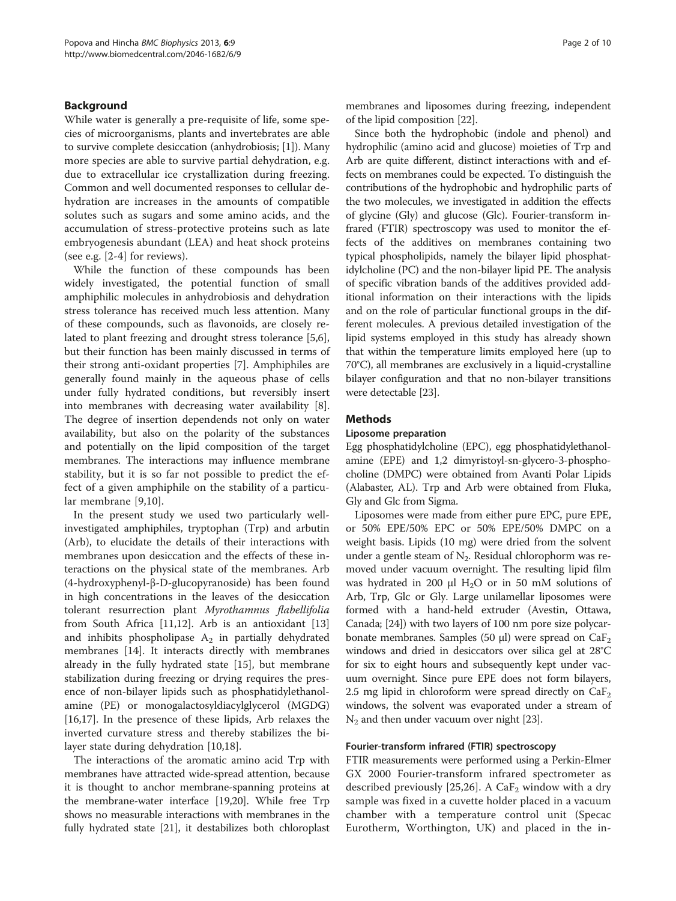## Background

While water is generally a pre-requisite of life, some species of microorganisms, plants and invertebrates are able to survive complete desiccation (anhydrobiosis; [1]). Many more species are able to survive partial dehydration, e.g. due to extracellular ice crystallization during freezing. Common and well documented responses to cellular dehydration are increases in the amounts of compatible solutes such as sugars and some amino acids, and the accumulation of stress-protective proteins such as late embryogenesis abundant (LEA) and heat shock proteins (see e.g. [2-4] for reviews).

While the function of these compounds has been widely investigated, the potential function of small amphiphilic molecules in anhydrobiosis and dehydration stress tolerance has received much less attention. Many of these compounds, such as flavonoids, are closely related to plant freezing and drought stress tolerance [5,6], but their function has been mainly discussed in terms of their strong anti-oxidant properties [7]. Amphiphiles are generally found mainly in the aqueous phase of cells under fully hydrated conditions, but reversibly insert into membranes with decreasing water availability [8]. The degree of insertion dependends not only on water availability, but also on the polarity of the substances and potentially on the lipid composition of the target membranes. The interactions may influence membrane stability, but it is so far not possible to predict the effect of a given amphiphile on the stability of a particular membrane [9,10].

In the present study we used two particularly well-investigated amphiphiles, tryptophan (Trp) and arbutin (Arb), to elucidate the details of their interactions with membranes upon desiccation and the effects of these interactions on the physical state of the membranes. Arb (4-hydroxyphenyl-β-D-glucopyranoside) has been found in high concentrations in the leaves of the desiccation tolerant resurrection plant *Myrothamnus flabellifolia* from South Africa [11,12]. Arb is an antioxidant [13] and inhibits phospholipase $A_2$ in partially dehydrated membranes [14]. It interacts directly with membranes already in the fully hydrated state [15], but membrane stabilization during freezing or drying requires the presence of non-bilayer lipids such as phosphatidylethanolamine (PE) or monogalactosyldiacylglycerol (MGDG) [16,17]. In the presence of these lipids, Arb relaxes the inverted curvature stress and thereby stabilizes the bilayer state during dehydration [10,18].

The interactions of the aromatic amino acid Trp with membranes have attracted wide-spread attention, because it is thought to anchor membrane-spanning proteins at the membrane-water interface [19,20]. While free Trp shows no measurable interactions with membranes in the fully hydrated state [21], it destabilizes both chloroplast membranes and liposomes during freezing, independent of the lipid composition [22].

Since both the hydrophobic (indole and phenol) and hydrophilic (amino acid and glucose) moieties of Trp and Arb are quite different, distinct interactions with and effects on membranes could be expected. To distinguish the contributions of the hydrophobic and hydrophilic parts of the two molecules, we investigated in addition the effects of glycine (Gly) and glucose (Glc). Fourier-transform infrared (FTIR) spectroscopy was used to monitor the effects of the additives on membranes containing two typical phospholipids, namely the bilayer lipid phosphatidylcholine (PC) and the non-bilayer lipid PE. The analysis of specific vibration bands of the additives provided additional information on their interactions with the lipids and on the role of particular functional groups in the different molecules. A previous detailed investigation of the lipid systems employed in this study has already shown that within the temperature limits employed here (up to 70°C), all membranes are exclusively in a liquid-crystalline bilayer configuration and that no non-bilayer transitions were detectable [23].

## Methods

### Liposome preparation

Egg phosphatidylcholine (EPC), egg phosphatidylethanolamine (EPE) and 1,2 dimyristoyl-sn-glycero-3-phosphocholine (DMPC) were obtained from Avanti Polar Lipids (Alabaster, AL). Trp and Arb were obtained from Fluka, Gly and Glc from Sigma.

Liposomes were made from either pure EPC, pure EPE, or 50% EPE/50% EPC or 50% EPE/50% DMPC on a weight basis. Lipids (10 mg) were dried from the solvent under a gentle steam of $N_2$. Residual chlorophorm was removed under vacuum overnight. The resulting lipid film was hydrated in 200 µl $H_2O$ or in 50 mM solutions of Arb, Trp, Glc or Gly. Large unilamellar liposomes were formed with a hand-held extruder (Avestin, Ottawa, Canada; [24]) with two layers of 100 nm pore size polycarbonate membranes. Samples (50 µl) were spread on $CaF_2$ windows and dried in desiccators over silica gel at 28°C for six to eight hours and subsequently kept under vacuum overnight. Since pure EPE does not form bilayers, 2.5 mg lipid in chloroform were spread directly on $CaF_2$ windows, the solvent was evaporated under a stream of $N_2$ and then under vacuum over night [23].

### Fourier-transform infrared (FTIR) spectroscopy

FTIR measurements were performed using a Perkin-Elmer GX 2000 Fourier-transform infrared spectrometer as described previously [25,26]. A $CaF_2$ window with a dry sample was fixed in a cuvette holder placed in a vacuum chamber with a temperature control unit (Specac Eurotherm, Worthington, UK) and placed in the in-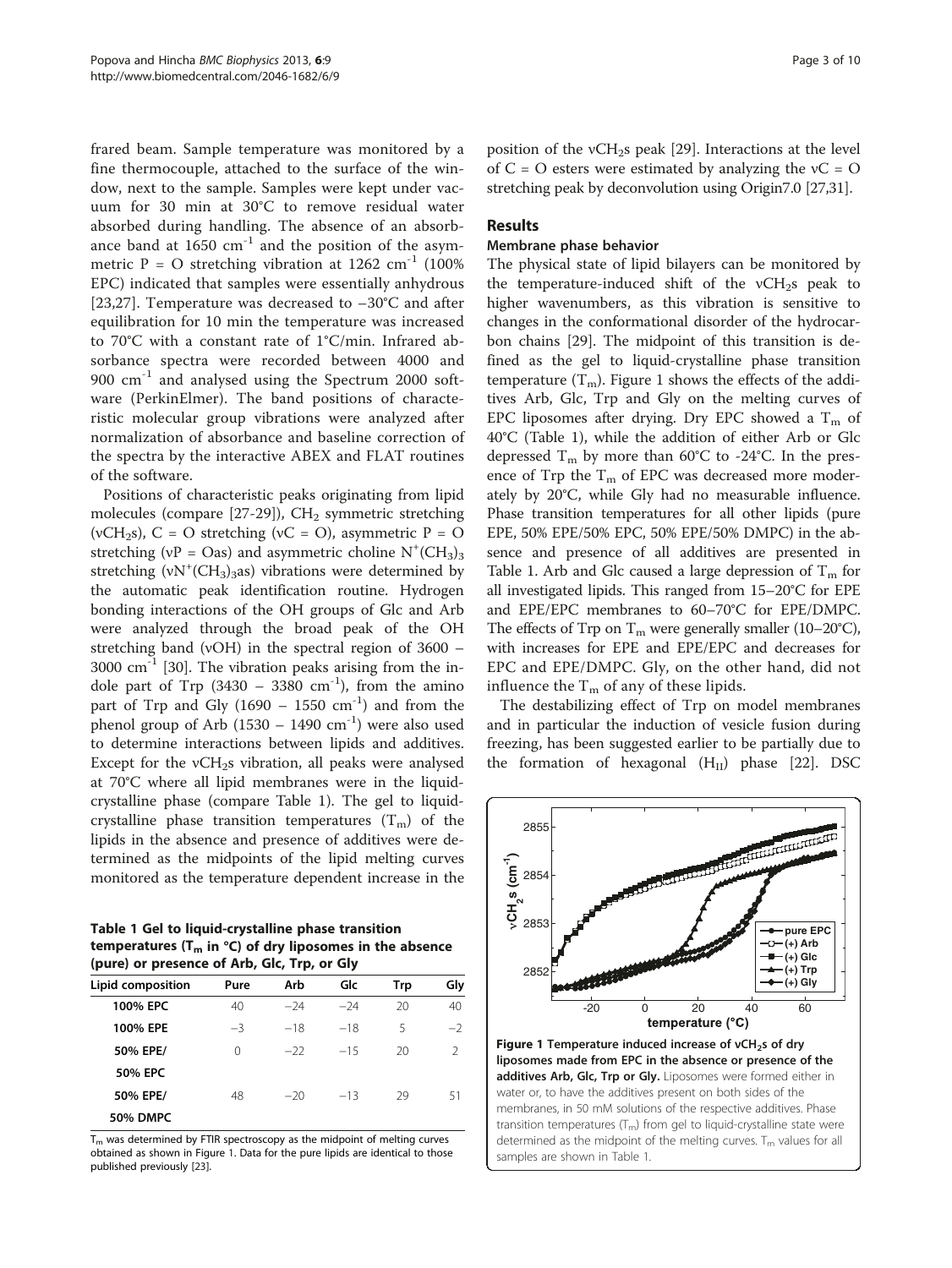frared beam. Sample temperature was monitored by a fine thermocouple, attached to the surface of the window, next to the sample. Samples were kept under vacuum for 30 min at 30°C to remove residual water absorbed during handling. The absence of an absorbance band at 1650 $cm^{-1}$ and the position of the asymmetric P = O stretching vibration at 1262 $cm^{-1}$ (100% EPC) indicated that samples were essentially anhydrous [23,27]. Temperature was decreased to −30°C and after equilibration for 10 min the temperature was increased to 70°C with a constant rate of 1°C/min. Infrared absorbance spectra were recorded between 4000 and 900 $cm^{-1}$ and analysed using the Spectrum 2000 software (PerkinElmer). The band positions of characteristic molecular group vibrations were analyzed after normalization of absorbance and baseline correction of the spectra by the interactive ABEX and FLAT routines of the software.

Positions of characteristic peaks originating from lipid molecules (compare [27-29]), $CH_2$ symmetric stretching ($\nu CH_2s$), C = O stretching ($\nu$C = O), asymmetric P = O stretching ($\nu$P = Oas) and asymmetric choline $N^+(CH_3)_3$ stretching ($\nu N^+(CH_3)_3as$) vibrations were determined by the automatic peak identification routine. Hydrogen bonding interactions of the OH groups of Glc and Arb were analyzed through the broad peak of the OH stretching band ($\nu$OH) in the spectral region of 3600 – 3000 $cm^{-1}$ [30]. The vibration peaks arising from the indole part of Trp (3430 – 3380 $cm^{-1}$), from the amino part of Trp and Gly (1690 – 1550 $cm^{-1}$) and from the phenol group of Arb (1530 – 1490 $cm^{-1}$) were also used to determine interactions between lipids and additives. Except for the $\nu CH_2s$ vibration, all peaks were analysed at 70°C where all lipid membranes were in the liquid-crystalline phase (compare Table 1). The gel to liquid-crystalline phase transition temperatures ($T_m$) of the lipids in the absence and presence of additives were determined as the midpoints of the lipid melting curves monitored as the temperature dependent increase in the position of the $\nu CH_2s$ peak [29]. Interactions at the level of C = O esters were estimated by analyzing the $\nu$C = O stretching peak by deconvolution using Origin7.0 [27,31].

**Table 1 Gel to liquid-crystalline phase transition temperatures ($T_m$ in °C) of dry liposomes in the absence (pure) or presence of Arb, Glc, Trp, or Gly**

| Lipid composition | Pure | Arb | Glc | Trp | Gly |
|---|---|---|---|---|---|
| 100% EPC | 40 | −24 | −24 | 20 | 40 |
| 100% EPE | −3 | −18 | −18 | 5 | −2 |
| 50% EPE/ 50% EPC | 0 | −22 | −15 | 20 | 2 |
| 50% EPE/ 50% DMPC | 48 | −20 | −13 | 29 | 51 |

$T_m$ was determined by FTIR spectroscopy as the midpoint of melting curves obtained as shown in Figure 1. Data for the pure lipids are identical to those published previously [23].

## Results

### Membrane phase behavior

The physical state of lipid bilayers can be monitored by the temperature-induced shift of the $\nu CH_2s$ peak to higher wavenumbers, as this vibration is sensitive to changes in the conformational disorder of the hydrocarbon chains [29]. The midpoint of this transition is defined as the gel to liquid-crystalline phase transition temperature ($T_m$). Figure 1 shows the effects of the additives Arb, Glc, Trp and Gly on the melting curves of EPC liposomes after drying. Dry EPC showed a $T_m$ of 40°C (Table 1), while the addition of either Arb or Glc depressed $T_m$ by more than 60°C to -24°C. In the presence of Trp the $T_m$ of EPC was decreased more moderately by 20°C, while Gly had no measurable influence. Phase transition temperatures for all other lipids (pure EPE, 50% EPE/50% EPC, 50% EPE/50% DMPC) in the absence and presence of all additives are presented in Table 1. Arb and Glc caused a large depression of $T_m$ for all investigated lipids. This ranged from 15–20°C for EPE and EPE/EPC membranes to 60–70°C for EPE/DMPC. The effects of Trp on $T_m$ were generally smaller (10–20°C), with increases for EPE and EPE/EPC and decreases for EPC and EPE/DMPC. Gly, on the other hand, did not influence the $T_m$ of any of these lipids.

The destabilizing effect of Trp on model membranes and in particular the induction of vesicle fusion during freezing, has been suggested earlier to be partially due to the formation of hexagonal ($H_{II}$) phase [22]. DSC

**Figure 1 Temperature induced increase of $\nu CH_2s$ of dry liposomes made from EPC in the absence or presence of the additives Arb, Glc, Trp or Gly.** Liposomes were formed either in water or, to have the additives present on both sides of the membranes, in 50 mM solutions of the respective additives. Phase transition temperatures ($T_m$) from gel to liquid-crystalline state were determined as the midpoint of the melting curves. $T_m$ values for all samples are shown in Table 1.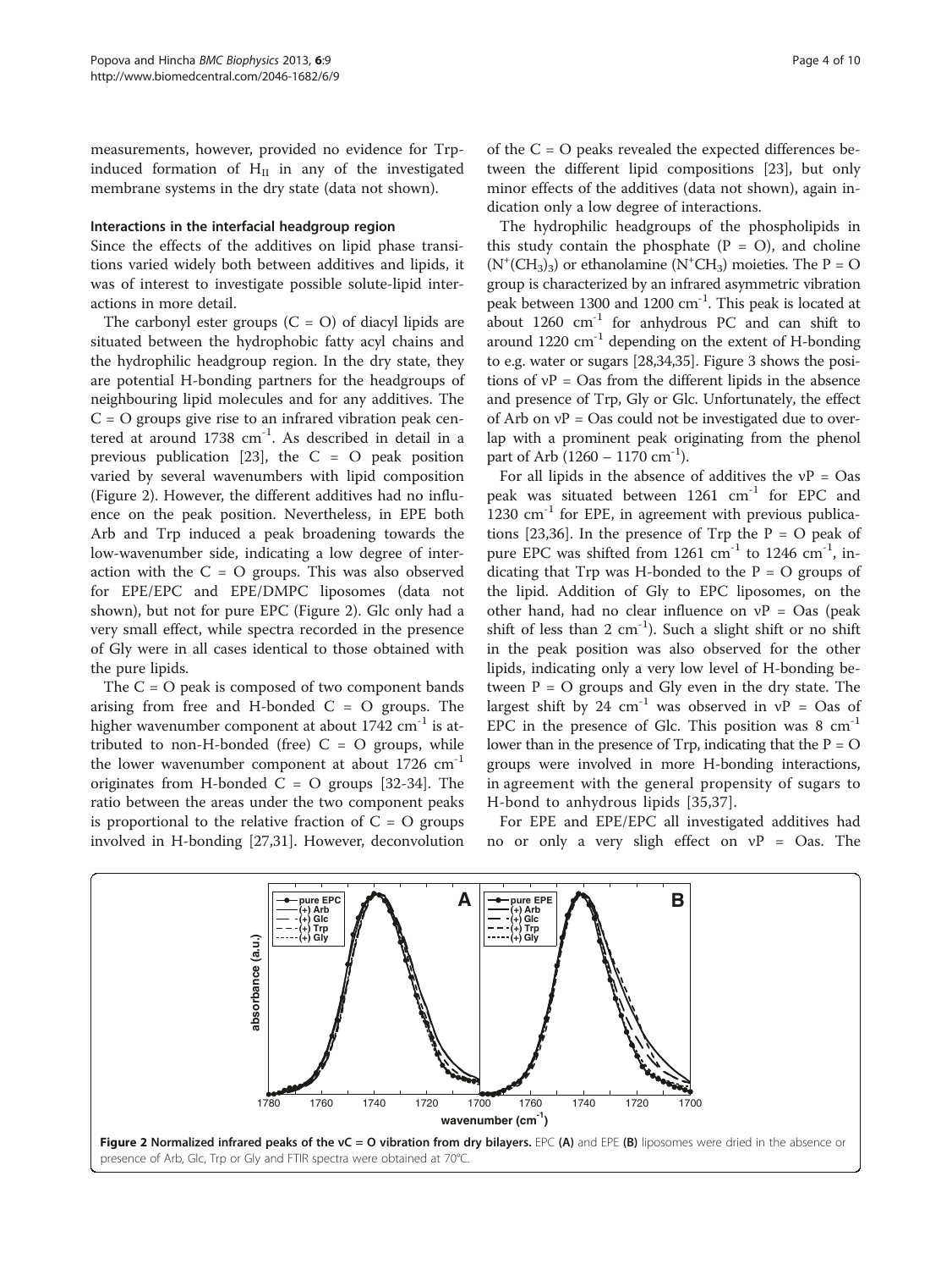measurements, however, provided no evidence for Trp-induced formation of $H_{II}$ in any of the investigated membrane systems in the dry state (data not shown).

### Interactions in the interfacial headgroup region

Since the effects of the additives on lipid phase transitions varied widely both between additives and lipids, it was of interest to investigate possible solute-lipid interactions in more detail.

The carbonyl ester groups (C = O) of diacyl lipids are situated between the hydrophobic fatty acyl chains and the hydrophilic headgroup region. In the dry state, they are potential H-bonding partners for the headgroups of neighbouring lipid molecules and for any additives. The C = O groups give rise to an infrared vibration peak centered at around 1738 $cm^{-1}$. As described in detail in a previous publication [23], the C = O peak position varied by several wavenumbers with lipid composition (Figure 2). However, the different additives had no influence on the peak position. Nevertheless, in EPE both Arb and Trp induced a peak broadening towards the low-wavenumber side, indicating a low degree of interaction with the C = O groups. This was also observed for EPE/EPC and EPE/DMPC liposomes (data not shown), but not for pure EPC (Figure 2). Glc only had a very small effect, while spectra recorded in the presence of Gly were in all cases identical to those obtained with the pure lipids.

The C = O peak is composed of two component bands arising from free and H-bonded C = O groups. The higher wavenumber component at about 1742 $cm^{-1}$ is attributed to non-H-bonded (free) C = O groups, while the lower wavenumber component at about 1726 $cm^{-1}$ originates from H-bonded C = O groups [32-34]. The ratio between the areas under the two component peaks is proportional to the relative fraction of C = O groups involved in H-bonding [27,31]. However, deconvolution of the C = O peaks revealed the expected differences between the different lipid compositions [23], but only minor effects of the additives (data not shown), again indication only a low degree of interactions.

The hydrophilic headgroups of the phospholipids in this study contain the phosphate (P = O), and choline ($N^{+}(CH_3)_3$) or ethanolamine ($N^{+}CH_3$) moieties. The P = O group is characterized by an infrared asymmetric vibration peak between 1300 and 1200 $cm^{-1}$. This peak is located at about 1260 $cm^{-1}$ for anhydrous PC and can shift to around 1220 $cm^{-1}$ depending on the extent of H-bonding to e.g. water or sugars [28,34,35]. Figure 3 shows the positions of νP = Oas from the different lipids in the absence and presence of Trp, Gly or Glc. Unfortunately, the effect of Arb on νP = Oas could not be investigated due to overlap with a prominent peak originating from the phenol part of Arb (1260 – 1170 $cm^{-1}$).

For all lipids in the absence of additives the νP = Oas peak was situated between 1261 $cm^{-1}$ for EPC and 1230 $cm^{-1}$ for EPE, in agreement with previous publications [23,36]. In the presence of Trp the P = O peak of pure EPC was shifted from 1261 $cm^{-1}$ to 1246 $cm^{-1}$, indicating that Trp was H-bonded to the P = O groups of the lipid. Addition of Gly to EPC liposomes, on the other hand, had no clear influence on νP = Oas (peak shift of less than 2 $cm^{-1}$). Such a slight shift or no shift in the peak position was also observed for the other lipids, indicating only a very low level of H-bonding between P = O groups and Gly even in the dry state. The largest shift by 24 $cm^{-1}$ was observed in νP = Oas of EPC in the presence of Glc. This position was 8 $cm^{-1}$ lower than in the presence of Trp, indicating that the P = O groups were involved in more H-bonding interactions, in agreement with the general propensity of sugars to H-bond to anhydrous lipids [35,37].

For EPE and EPE/EPC all investigated additives had no or only a very sligh effect on νP = Oas. The

**Figure 2 Normalized infrared peaks of the νC = O vibration from dry bilayers.** EPC (A) and EPE (B) liposomes were dried in the absence or presence of Arb, Glc, Trp or Gly and FTIR spectra were obtained at 70°C.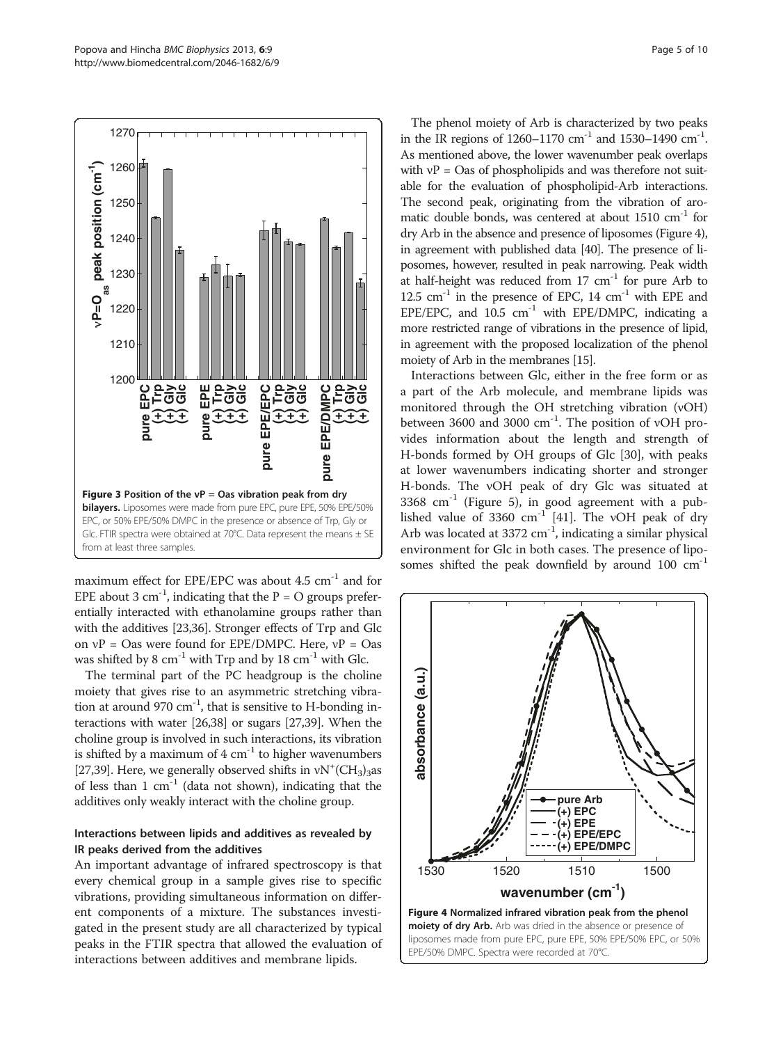Figure 3 Position of the νP = Oas vibration peak from dry bilayers. Liposomes were made from pure EPC, pure EPE, 50% EPE/50% EPC, or 50% EPE/50% DMPC in the presence or absence of Trp, Gly or Glc. FTIR spectra were obtained at 70°C. Data represent the means ± SE from at least three samples.

maximum effect for EPE/EPC was about 4.5 $cm^{-1}$ and for EPE about 3 $cm^{-1}$, indicating that the P = O groups preferentially interacted with ethanolamine groups rather than with the additives [23,36]. Stronger effects of Trp and Glc on νP = Oas were found for EPE/DMPC. Here, νP = Oas was shifted by 8 $cm^{-1}$ with Trp and by 18 $cm^{-1}$ with Glc.

The terminal part of the PC headgroup is the choline moiety that gives rise to an asymmetric stretching vibration at around 970 $cm^{-1}$, that is sensitive to H-bonding interactions with water [26,38] or sugars [27,39]. When the choline group is involved in such interactions, its vibration is shifted by a maximum of 4 $cm^{-1}$ to higher wavenumbers [27,39]. Here, we generally observed shifts in $\nu N^{+}(CH_3)_3$as of less than 1 $cm^{-1}$ (data not shown), indicating that the additives only weakly interact with the choline group.

### Interactions between lipids and additives as revealed by IR peaks derived from the additives

An important advantage of infrared spectroscopy is that every chemical group in a sample gives rise to specific vibrations, providing simultaneous information on different components of a mixture. The substances investigated in the present study are all characterized by typical peaks in the FTIR spectra that allowed the evaluation of interactions between additives and membrane lipids.

The phenol moiety of Arb is characterized by two peaks in the IR regions of 1260–1170 $cm^{-1}$ and 1530–1490 $cm^{-1}$. As mentioned above, the lower wavenumber peak overlaps with νP = Oas of phospholipids and was therefore not suitable for the evaluation of phospholipid-Arb interactions. The second peak, originating from the vibration of aromatic double bonds, was centered at about 1510 $cm^{-1}$ for dry Arb in the absence and presence of liposomes (Figure 4), in agreement with published data [40]. The presence of liposomes, however, resulted in peak narrowing. Peak width at half-height was reduced from 17 $cm^{-1}$ for pure Arb to 12.5 $cm^{-1}$ in the presence of EPC, 14 $cm^{-1}$ with EPE and EPE/EPC, and 10.5 $cm^{-1}$ with EPE/DMPC, indicating a more restricted range of vibrations in the presence of lipid, in agreement with the proposed localization of the phenol moiety of Arb in the membranes [15].

Interactions between Glc, either in the free form or as a part of the Arb molecule, and membrane lipids was monitored through the OH stretching vibration (νOH) between 3600 and 3000 $cm^{-1}$. The position of νOH provides information about the length and strength of H-bonds formed by OH groups of Glc [30], with peaks at lower wavenumbers indicating shorter and stronger H-bonds. The νOH peak of dry Glc was situated at 3368 $cm^{-1}$ (Figure 5), in good agreement with a published value of 3360 $cm^{-1}$ [41]. The νOH peak of dry Arb was located at 3372 $cm^{-1}$, indicating a similar physical environment for Glc in both cases. The presence of liposomes shifted the peak downfield by around 100 $cm^{-1}$

Figure 4 Normalized infrared vibration peak from the phenol moiety of dry Arb. Arb was dried in the absence or presence of liposomes made from pure EPC, pure EPE, 50% EPE/50% EPC, or 50% EPE/50% DMPC. Spectra were recorded at 70°C.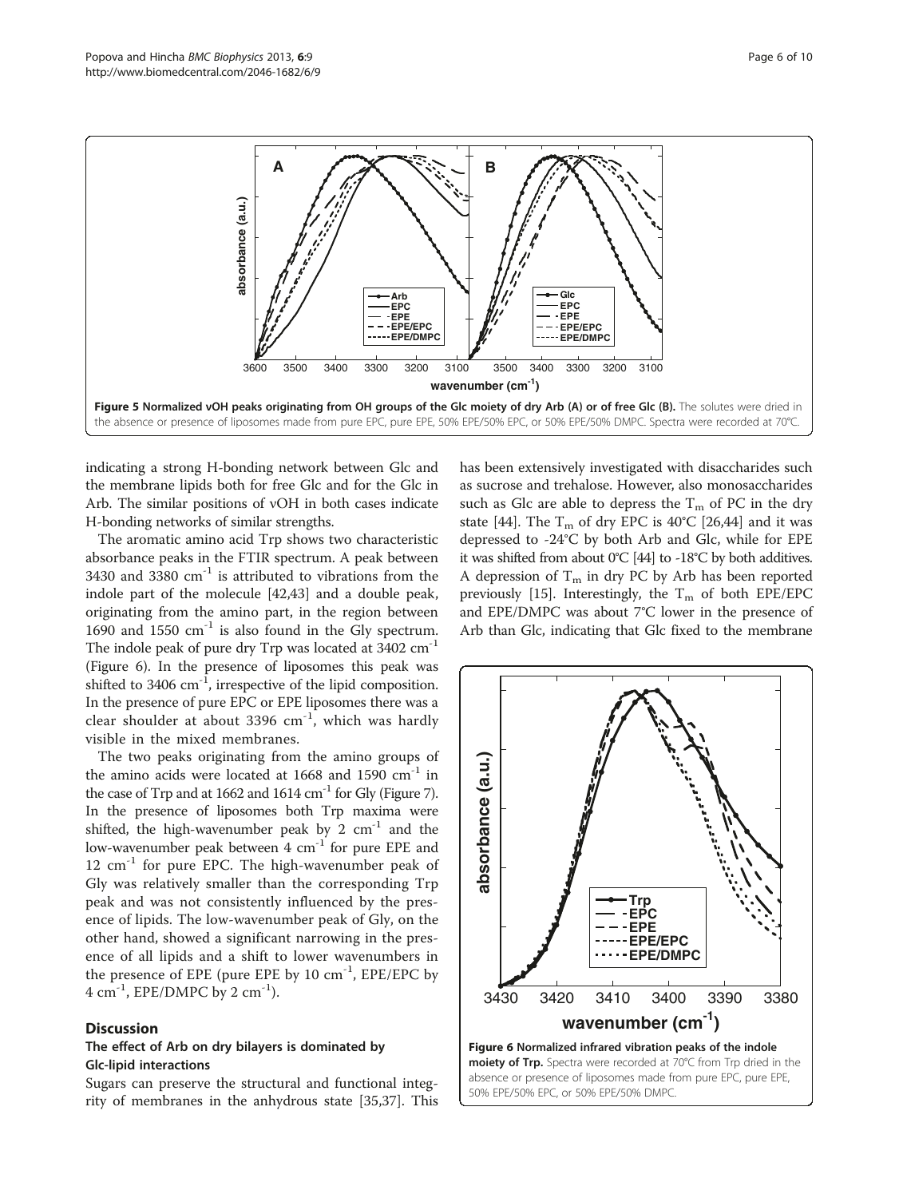Figure 5 Normalized vOH peaks originating from OH groups of the Glc moiety of dry Arb (A) or of free Glc (B). The solutes were dried in the absence or presence of liposomes made from pure EPC, pure EPE, 50% EPE/50% EPC, or 50% EPE/50% DMPC. Spectra were recorded at 70°C.

indicating a strong H-bonding network between Glc and the membrane lipids both for free Glc and for the Glc in Arb. The similar positions of vOH in both cases indicate H-bonding networks of similar strengths.

The aromatic amino acid Trp shows two characteristic absorbance peaks in the FTIR spectrum. A peak between 3430 and 3380 $cm^{-1}$ is attributed to vibrations from the indole part of the molecule [42,43] and a double peak, originating from the amino part, in the region between 1690 and 1550 $cm^{-1}$ is also found in the Gly spectrum. The indole peak of pure dry Trp was located at 3402 $cm^{-1}$ (Figure 6). In the presence of liposomes this peak was shifted to 3406 $cm^{-1}$, irrespective of the lipid composition. In the presence of pure EPC or EPE liposomes there was a clear shoulder at about 3396 $cm^{-1}$, which was hardly visible in the mixed membranes.

The two peaks originating from the amino groups of the amino acids were located at 1668 and 1590 $cm^{-1}$ in the case of Trp and at 1662 and 1614 $cm^{-1}$ for Gly (Figure 7). In the presence of liposomes both Trp maxima were shifted, the high-wavenumber peak by 2 $cm^{-1}$ and the low-wavenumber peak between 4 $cm^{-1}$ for pure EPE and 12 $cm^{-1}$ for pure EPC. The high-wavenumber peak of Gly was relatively smaller than the corresponding Trp peak and was not consistently influenced by the presence of lipids. The low-wavenumber peak of Gly, on the other hand, showed a significant narrowing in the presence of all lipids and a shift to lower wavenumbers in the presence of EPE (pure EPE by 10 $cm^{-1}$, EPE/EPC by 4 $cm^{-1}$, EPE/DMPC by 2 $cm^{-1}$).

## Discussion

### The effect of Arb on dry bilayers is dominated by Glc-lipid interactions

Sugars can preserve the structural and functional integrity of membranes in the anhydrous state [35,37]. This has been extensively investigated with disaccharides such as sucrose and trehalose. However, also monosaccharides such as Glc are able to depress the $T_m$ of PC in the dry state [44]. The $T_m$ of dry EPC is 40°C [26,44] and it was depressed to -24°C by both Arb and Glc, while for EPE it was shifted from about 0°C [44] to -18°C by both additives. A depression of $T_m$ in dry PC by Arb has been reported previously [15]. Interestingly, the $T_m$ of both EPE/EPC and EPE/DMPC was about 7°C lower in the presence of Arb than Glc, indicating that Glc fixed to the membrane

Figure 6 Normalized infrared vibration peaks of the indole moiety of Trp. Spectra were recorded at 70°C from Trp dried in the absence or presence of liposomes made from pure EPC, pure EPE, 50% EPE/50% EPC, or 50% EPE/50% DMPC.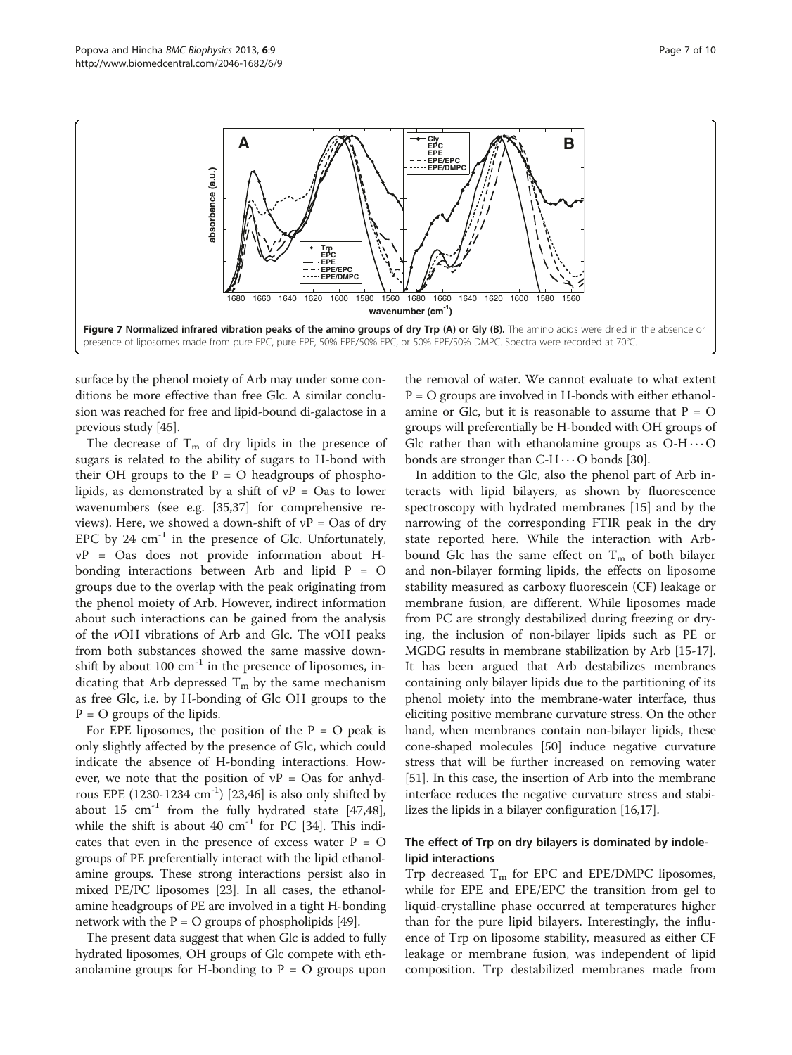**Figure 7 Normalized infrared vibration peaks of the amino groups of dry Trp (A) or Gly (B).** The amino acids were dried in the absence or presence of liposomes made from pure EPC, pure EPE, 50% EPE/50% EPC, or 50% EPE/50% DMPC. Spectra were recorded at 70°C.

surface by the phenol moiety of Arb may under some conditions be more effective than free Glc. A similar conclusion was reached for free and lipid-bound di-galactose in a previous study [45].

The decrease of $T_m$ of dry lipids in the presence of sugars is related to the ability of sugars to H-bond with their OH groups to the P = O headgroups of phospholipids, as demonstrated by a shift of νP = Oas to lower wavenumbers (see e.g. [35,37] for comprehensive reviews). Here, we showed a down-shift of νP = Oas of dry EPC by 24 $cm^{-1}$ in the presence of Glc. Unfortunately, νP = Oas does not provide information about H-bonding interactions between Arb and lipid P = O groups due to the overlap with the peak originating from the phenol moiety of Arb. However, indirect information about such interactions can be gained from the analysis of the *ν*OH vibrations of Arb and Glc. The νOH peaks from both substances showed the same massive down-shift by about 100 $cm^{-1}$ in the presence of liposomes, indicating that Arb depressed $T_m$ by the same mechanism as free Glc, i.e. by H-bonding of Glc OH groups to the P = O groups of the lipids.

For EPE liposomes, the position of the P = O peak is only slightly affected by the presence of Glc, which could indicate the absence of H-bonding interactions. However, we note that the position of νP = Oas for anhydrous EPE (1230-1234 $cm^{-1}$) [23,46] is also only shifted by about 15 $cm^{-1}$ from the fully hydrated state [47,48], while the shift is about 40 $cm^{-1}$ for PC [34]. This indicates that even in the presence of excess water P = O groups of PE preferentially interact with the lipid ethanolamine groups. These strong interactions persist also in mixed PE/PC liposomes [23]. In all cases, the ethanolamine headgroups of PE are involved in a tight H-bonding network with the P = O groups of phospholipids [49].

The present data suggest that when Glc is added to fully hydrated liposomes, OH groups of Glc compete with ethanolamine groups for H-bonding to P = O groups upon the removal of water. We cannot evaluate to what extent P = O groups are involved in H-bonds with either ethanolamine or Glc, but it is reasonable to assume that P = O groups will preferentially be H-bonded with OH groups of Glc rather than with ethanolamine groups as O-H···O bonds are stronger than C-H···O bonds [30].

In addition to the Glc, also the phenol part of Arb interacts with lipid bilayers, as shown by fluorescence spectroscopy with hydrated membranes [15] and by the narrowing of the corresponding FTIR peak in the dry state reported here. While the interaction with Arb-bound Glc has the same effect on $T_m$ of both bilayer and non-bilayer forming lipids, the effects on liposome stability measured as carboxy fluorescein (CF) leakage or membrane fusion, are different. While liposomes made from PC are strongly destabilized during freezing or drying, the inclusion of non-bilayer lipids such as PE or MGDG results in membrane stabilization by Arb [15-17]. It has been argued that Arb destabilizes membranes containing only bilayer lipids due to the partitioning of its phenol moiety into the membrane-water interface, thus eliciting positive membrane curvature stress. On the other hand, when membranes contain non-bilayer lipids, these cone-shaped molecules [50] induce negative curvature stress that will be further increased on removing water [51]. In this case, the insertion of Arb into the membrane interface reduces the negative curvature stress and stabilizes the lipids in a bilayer configuration [16,17].

### The effect of Trp on dry bilayers is dominated by indole-lipid interactions

Trp decreased $T_m$ for EPC and EPE/DMPC liposomes, while for EPE and EPE/EPC the transition from gel to liquid-crystalline phase occurred at temperatures higher than for the pure lipid bilayers. Interestingly, the influence of Trp on liposome stability, measured as either CF leakage or membrane fusion, was independent of lipid composition. Trp destabilized membranes made from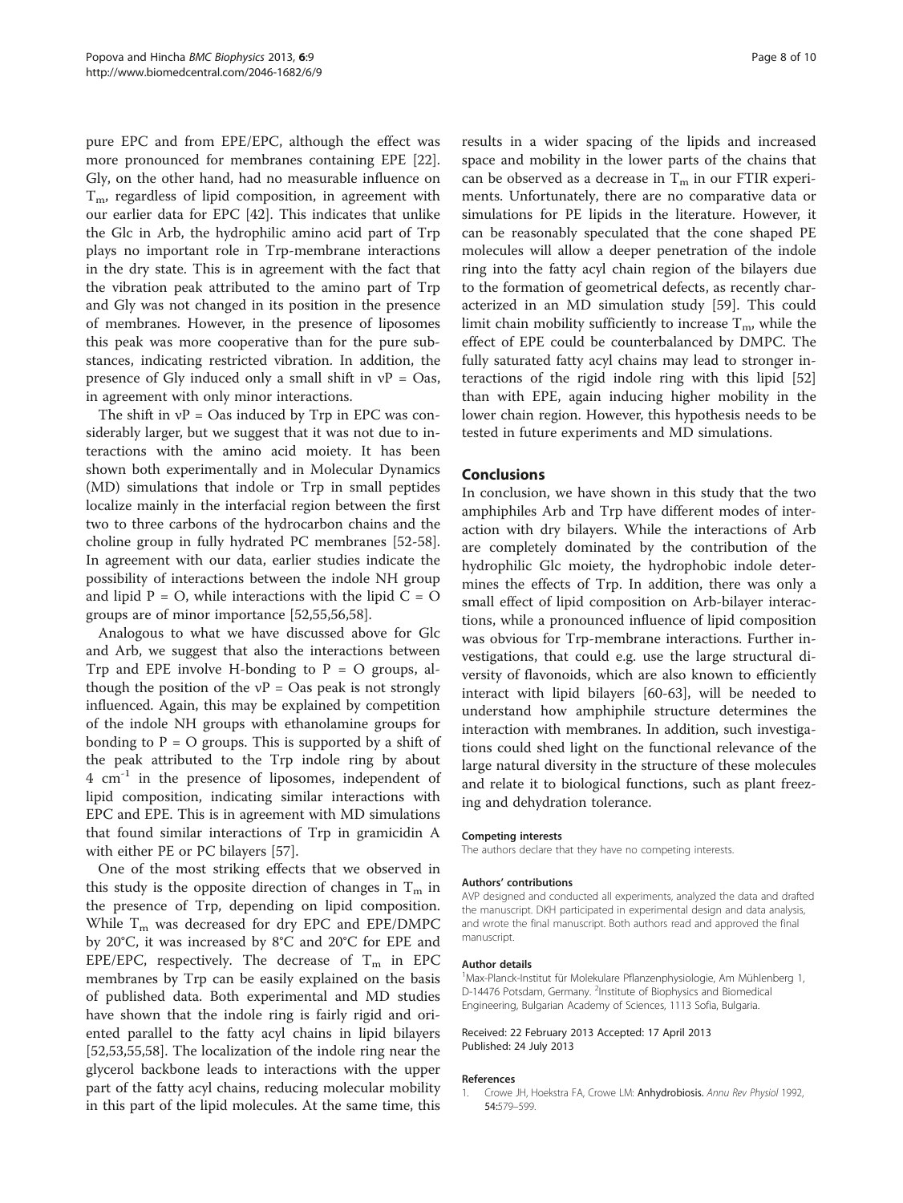pure EPC and from EPE/EPC, although the effect was more pronounced for membranes containing EPE [22]. Gly, on the other hand, had no measurable influence on $T_m$, regardless of lipid composition, in agreement with our earlier data for EPC [42]. This indicates that unlike the Glc in Arb, the hydrophilic amino acid part of Trp plays no important role in Trp-membrane interactions in the dry state. This is in agreement with the fact that the vibration peak attributed to the amino part of Trp and Gly was not changed in its position in the presence of membranes. However, in the presence of liposomes this peak was more cooperative than for the pure substances, indicating restricted vibration. In addition, the presence of Gly induced only a small shift in νP = Oas, in agreement with only minor interactions.

The shift in νP = Oas induced by Trp in EPC was considerably larger, but we suggest that it was not due to interactions with the amino acid moiety. It has been shown both experimentally and in Molecular Dynamics (MD) simulations that indole or Trp in small peptides localize mainly in the interfacial region between the first two to three carbons of the hydrocarbon chains and the choline group in fully hydrated PC membranes [52-58]. In agreement with our data, earlier studies indicate the possibility of interactions between the indole NH group and lipid P = O, while interactions with the lipid C = O groups are of minor importance [52,55,56,58].

Analogous to what we have discussed above for Glc and Arb, we suggest that also the interactions between Trp and EPE involve H-bonding to P = O groups, although the position of the νP = Oas peak is not strongly influenced. Again, this may be explained by competition of the indole NH groups with ethanolamine groups for bonding to P = O groups. This is supported by a shift of the peak attributed to the Trp indole ring by about 4 $cm^{-1}$ in the presence of liposomes, independent of lipid composition, indicating similar interactions with EPC and EPE. This is in agreement with MD simulations that found similar interactions of Trp in gramicidin A with either PE or PC bilayers [57].

One of the most striking effects that we observed in this study is the opposite direction of changes in $T_m$ in the presence of Trp, depending on lipid composition. While $T_m$ was decreased for dry EPC and EPE/DMPC by 20°C, it was increased by 8°C and 20°C for EPE and EPE/EPC, respectively. The decrease of $T_m$ in EPC membranes by Trp can be easily explained on the basis of published data. Both experimental and MD studies have shown that the indole ring is fairly rigid and oriented parallel to the fatty acyl chains in lipid bilayers [52,53,55,58]. The localization of the indole ring near the glycerol backbone leads to interactions with the upper part of the fatty acyl chains, reducing molecular mobility in this part of the lipid molecules. At the same time, this results in a wider spacing of the lipids and increased space and mobility in the lower parts of the chains that can be observed as a decrease in $T_m$ in our FTIR experiments. Unfortunately, there are no comparative data or simulations for PE lipids in the literature. However, it can be reasonably speculated that the cone shaped PE molecules will allow a deeper penetration of the indole ring into the fatty acyl chain region of the bilayers due to the formation of geometrical defects, as recently characterized in an MD simulation study [59]. This could limit chain mobility sufficiently to increase $T_m$, while the effect of EPE could be counterbalanced by DMPC. The fully saturated fatty acyl chains may lead to stronger interactions of the rigid indole ring with this lipid [52] than with EPE, again inducing higher mobility in the lower chain region. However, this hypothesis needs to be tested in future experiments and MD simulations.

## Conclusions

In conclusion, we have shown in this study that the two amphiphiles Arb and Trp have different modes of interaction with dry bilayers. While the interactions of Arb are completely dominated by the contribution of the hydrophilic Glc moiety, the hydrophobic indole determines the effects of Trp. In addition, there was only a small effect of lipid composition on Arb-bilayer interactions, while a pronounced influence of lipid composition was obvious for Trp-membrane interactions. Further investigations, that could e.g. use the large structural diversity of flavonoids, which are also known to efficiently interact with lipid bilayers [60-63], will be needed to understand how amphiphile structure determines the interaction with membranes. In addition, such investigations could shed light on the functional relevance of the large natural diversity in the structure of these molecules and relate it to biological functions, such as plant freezing and dehydration tolerance.

#### Competing interests

The authors declare that they have no competing interests.

#### Authors' contributions

AVP designed and conducted all experiments, analyzed the data and drafted the manuscript. DKH participated in experimental design and data analysis, and wrote the final manuscript. Both authors read and approved the final manuscript.

#### Author details

[1]Max-Planck-Institut für Molekulare Pflanzenphysiologie, Am Mühlenberg 1, D-14476 Potsdam, Germany. [2]Institute of Biophysics and Biomedical Engineering, Bulgarian Academy of Sciences, 1113 Sofia, Bulgaria.

Received: 22 February 2013 Accepted: 17 April 2013
Published: 24 July 2013

#### References

1. Crowe JH, Hoekstra FA, Crowe LM: **Anhydrobiosis.** *Annu Rev Physiol* 1992, **54:**579–599.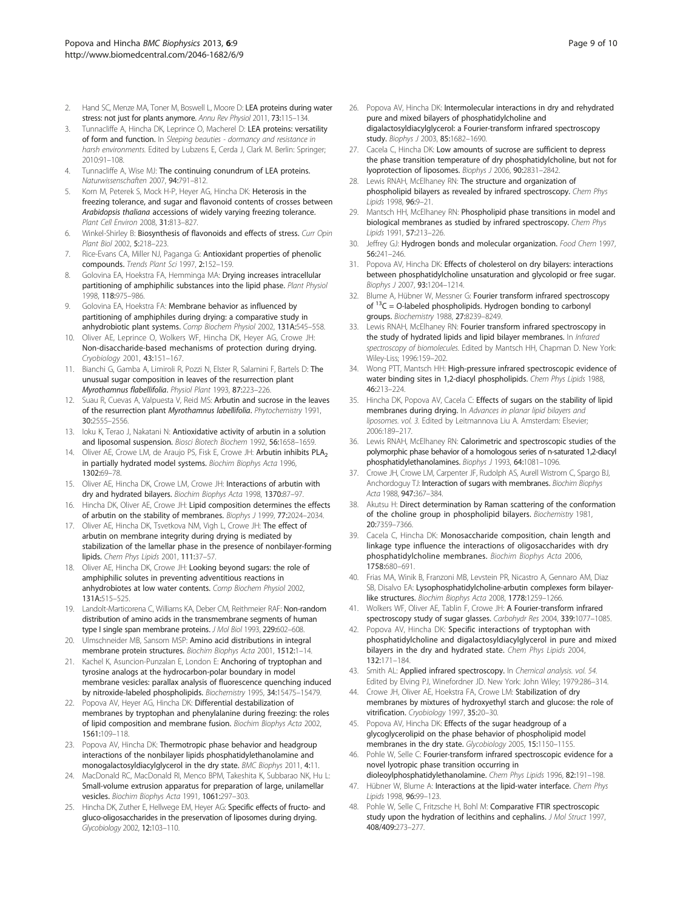2. Hand SC, Menze MA, Toner M, Boswell L, Moore D: **LEA proteins during water stress: not just for plants anymore.** *Annu Rev Physiol* 2011, **73:**115–134.
3. Tunnacliffe A, Hincha DK, Leprince O, Macherel D: **LEA proteins: versatility of form and function.** In *Sleeping beauties - dormancy and resistance in harsh environments.* Edited by Lubzens E, Cerda J, Clark M. Berlin: Springer; 2010:91–108.
4. Tunnacliffe A, Wise MJ: **The continuing conundrum of LEA proteins.** *Naturwissenschaften* 2007, **94:**791–812.
5. Korn M, Peterek S, Mock H-P, Heyer AG, Hincha DK: **Heterosis in the freezing tolerance, and sugar and flavonoid contents of crosses between** ***Arabidopsis thaliana*** **accessions of widely varying freezing tolerance.** *Plant Cell Environ* 2008, **31:**813–827.
6. Winkel-Shirley B: **Biosynthesis of flavonoids and effects of stress.** *Curr Opin Plant Biol* 2002, **5:**218–223.
7. Rice-Evans CA, Miller NJ, Paganga G: **Antioxidant properties of phenolic compounds.** *Trends Plant Sci* 1997, **2:**152–159.
8. Golovina EA, Hoekstra FA, Hemminga MA: **Drying increases intracellular partitioning of amphiphilic substances into the lipid phase.** *Plant Physiol* 1998, **118:**975–986.
9. Golovina EA, Hoekstra FA: **Membrane behavior as influenced by partitioning of amphiphiles during drying: a comparative study in anhydrobiotic plant systems.** *Comp Biochem Physiol* 2002, **131A:**545–558.
10. Oliver AE, Leprince O, Wolkers WF, Hincha DK, Heyer AG, Crowe JH: **Non-disaccharide-based mechanisms of protection during drying.** *Cryobiology* 2001, **43:**151–167.
11. Bianchi G, Gamba A, Limiroli R, Pozzi N, Elster R, Salamini F, Bartels D: **The unusual sugar composition in leaves of the resurrection plant** ***Myrothamnus flabellifolia.*** *Physiol Plant* 1993, **87:**223–226.
12. Suau R, Cuevas A, Valpuesta V, Reid MS: **Arbutin and sucrose in the leaves of the resurrection plant** ***Myrothamnus labellifolia.*** *Phytochemistry* 1991, **30:**2555–2556.
13. Ioku K, Terao J, Nakatani N: **Antioxidative activity of arbutin in a solution and liposomal suspension.** *Biosci Biotech Biochem* 1992, **56:**1658–1659.
14. Oliver AE, Crowe LM, de Araujo PS, Fisk E, Crowe JH: **Arbutin inhibits $PLA_2$ in partially hydrated model systems.** *Biochim Biophys Acta* 1996, **1302:**69–78.
15. Oliver AE, Hincha DK, Crowe LM, Crowe JH: **Interactions of arbutin with dry and hydrated bilayers.** *Biochim Biophys Acta* 1998, **1370:**87–97.
16. Hincha DK, Oliver AE, Crowe JH: **Lipid composition determines the effects of arbutin on the stability of membranes.** *Biophys J* 1999, **77:**2024–2034.
17. Oliver AE, Hincha DK, Tsvetkova NM, Vigh L, Crowe JH: **The effect of arbutin on membrane integrity during drying is mediated by stabilization of the lamellar phase in the presence of nonbilayer-forming lipids.** *Chem Phys Lipids* 2001, **111:**37–57.
18. Oliver AE, Hincha DK, Crowe JH: **Looking beyond sugars: the role of amphiphilic solutes in preventing adventitious reactions in anhydrobiotes at low water contents.** *Comp Biochem Physiol* 2002, **131A:**515–525.
19. Landolt-Marticorena C, Williams KA, Deber CM, Reithmeier RAF: **Non-random distribution of amino acids in the transmembrane segments of human type I single span membrane proteins.** *J Mol Biol* 1993, **229:**602–608.
20. Ulmschneider MB, Sansom MSP: **Amino acid distributions in integral membrane protein structures.** *Biochim Biophys Acta* 2001, **1512:**1–14.
21. Kachel K, Asuncion-Punzalan E, London E: **Anchoring of tryptophan and tyrosine analogs at the hydrocarbon-polar boundary in model membrane vesicles: parallax analysis of fluorescence quenching induced by nitroxide-labeled phospholipids.** *Biochemistry* 1995, **34:**15475–15479.
22. Popova AV, Heyer AG, Hincha DK: **Differential destabilization of membranes by tryptophan and phenylalanine during freezing: the roles of lipid composition and membrane fusion.** *Biochim Biophys Acta* 2002, **1561:**109–118.
23. Popova AV, Hincha DK: **Thermotropic phase behavior and headgroup interactions of the nonbilayer lipids phosphatidylethanolamine and monogalactosyldiacylglycerol in the dry state.** *BMC Biophys* 2011, **4:**11.
24. MacDonald RC, MacDonald RI, Menco BPM, Takeshita K, Subbarao NK, Hu L: **Small-volume extrusion apparatus for preparation of large, unilamellar vesicles.** *Biochim Biophys Acta* 1991, **1061:**297–303.
25. Hincha DK, Zuther E, Hellwege EM, Heyer AG: **Specific effects of fructo- and gluco-oligosaccharides in the preservation of liposomes during drying.** *Glycobiology* 2002, **12:**103–110.
26. Popova AV, Hincha DK: **Intermolecular interactions in dry and rehydrated pure and mixed bilayers of phosphatidylcholine and digalactosyldiacylglycerol: a Fourier-transform infrared spectroscopy study.** *Biophys J* 2003, **85:**1682–1690.
27. Cacela C, Hincha DK: **Low amounts of sucrose are sufficient to depress the phase transition temperature of dry phosphatidylcholine, but not for lyoprotection of liposomes.** *Biophys J* 2006, **90:**2831–2842.
28. Lewis RNAH, McElhaney RN: **The structure and organization of phospholipid bilayers as revealed by infrared spectroscopy.** *Chem Phys Lipids* 1998, **96:**9–21.
29. Mantsch HH, McElhaney RN: **Phospholipid phase transitions in model and biological membranes as studied by infrared spectroscopy.** *Chem Phys Lipids* 1991, **57:**213–226.
30. Jeffrey GJ: **Hydrogen bonds and molecular organization.** *Food Chem* 1997, **56:**241–246.
31. Popova AV, Hincha DK: **Effects of cholesterol on dry bilayers: interactions between phosphatidylcholine unsaturation and glycolipid or free sugar.** *Biophys J* 2007, **93:**1204–1214.
32. Blume A, Hübner W, Messner G: **Fourier transform infrared spectroscopy of $^{13}C = O$-labeled phospholipids. Hydrogen bonding to carbonyl groups.** *Biochemistry* 1988, **27:**8239–8249.
33. Lewis RNAH, McElhaney RN: **Fourier transform infrared spectroscopy in the study of hydrated lipids and lipid bilayer membranes.** In *Infrared spectroscopy of biomolecules.* Edited by Mantsch HH, Chapman D. New York: Wiley-Liss; 1996:159–202.
34. Wong PTT, Mantsch HH: **High-pressure infrared spectroscopic evidence of water binding sites in 1,2-diacyl phospholipids.** *Chem Phys Lipids* 1988, **46:**213–224.
35. Hincha DK, Popova AV, Cacela C: **Effects of sugars on the stability of lipid membranes during drying.** In *Advances in planar lipid bilayers and liposomes. vol. 3.* Edited by Leitmannova Liu A. Amsterdam: Elsevier; 2006:189–217.
36. Lewis RNAH, McElhaney RN: **Calorimetric and spectroscopic studies of the polymorphic phase behavior of a homologous series of n-saturated 1,2-diacyl phosphatidylethanolamines.** *Biophys J* 1993, **64:**1081–1096.
37. Crowe JH, Crowe LM, Carpenter JF, Rudolph AS, Aurell Wistrom C, Spargo BJ, Anchordoguy TJ: **Interaction of sugars with membranes.** *Biochim Biophys Acta* 1988, **947:**367–384.
38. Akutsu H: **Direct determination by Raman scattering of the conformation of the choline group in phospholipid bilayers.** *Biochemistry* 1981, **20:**7359–7366.
39. Cacela C, Hincha DK: **Monosaccharide composition, chain length and linkage type influence the interactions of oligosaccharides with dry phosphatidylcholine membranes.** *Biochim Biophys Acta* 2006, **1758:**680–691.
40. Frias MA, Winik B, Franzoni MB, Levstein PR, Nicastro A, Gennaro AM, Diaz SB, Disalvo EA: **Lysophosphatidylcholine-arbutin complexes form bilayer-like structures.** *Biochim Biophys Acta* 2008, **1778:**1259–1266.
41. Wolkers WF, Oliver AE, Tablin F, Crowe JH: **A Fourier-transform infrared spectroscopy study of sugar glasses.** *Carbohydr Res* 2004, **339:**1077–1085.
42. Popova AV, Hincha DK: **Specific interactions of tryptophan with phosphatidylcholine and digalactosyldiacylglycerol in pure and mixed bilayers in the dry and hydrated state.** *Chem Phys Lipids* 2004, **132:**171–184.
43. Smith AL: **Applied infrared spectroscopy.** In *Chemical analysis. vol. 54.* Edited by Elving PJ, Winefordner JD. New York: John Wiley; 1979:286–314.
44. Crowe JH, Oliver AE, Hoekstra FA, Crowe LM: **Stabilization of dry membranes by mixtures of hydroxyethyl starch and glucose: the role of vitrification.** *Cryobiology* 1997, **35:**20–30.
45. Popova AV, Hincha DK: **Effects of the sugar headgroup of a glycoglycerolipid on the phase behavior of phospholipid model membranes in the dry state.** *Glycobiology* 2005, **15:**1150–1155.
46. Pohle W, Selle C: **Fourier-transform infrared spectroscopic evidence for a novel lyotropic phase transition occurring in dioleoylphosphatidylethanolamine.** *Chem Phys Lipids* 1996, **82:**191–198.
47. Hübner W, Blume A: **Interactions at the lipid-water interface.** *Chem Phys Lipids* 1998, **96:**99–123.
48. Pohle W, Selle C, Fritzsche H, Bohl M: **Comparative FTIR spectroscopic study upon the hydration of lecithins and cephalins.** *J Mol Struct* 1997, **408/409:**273–277.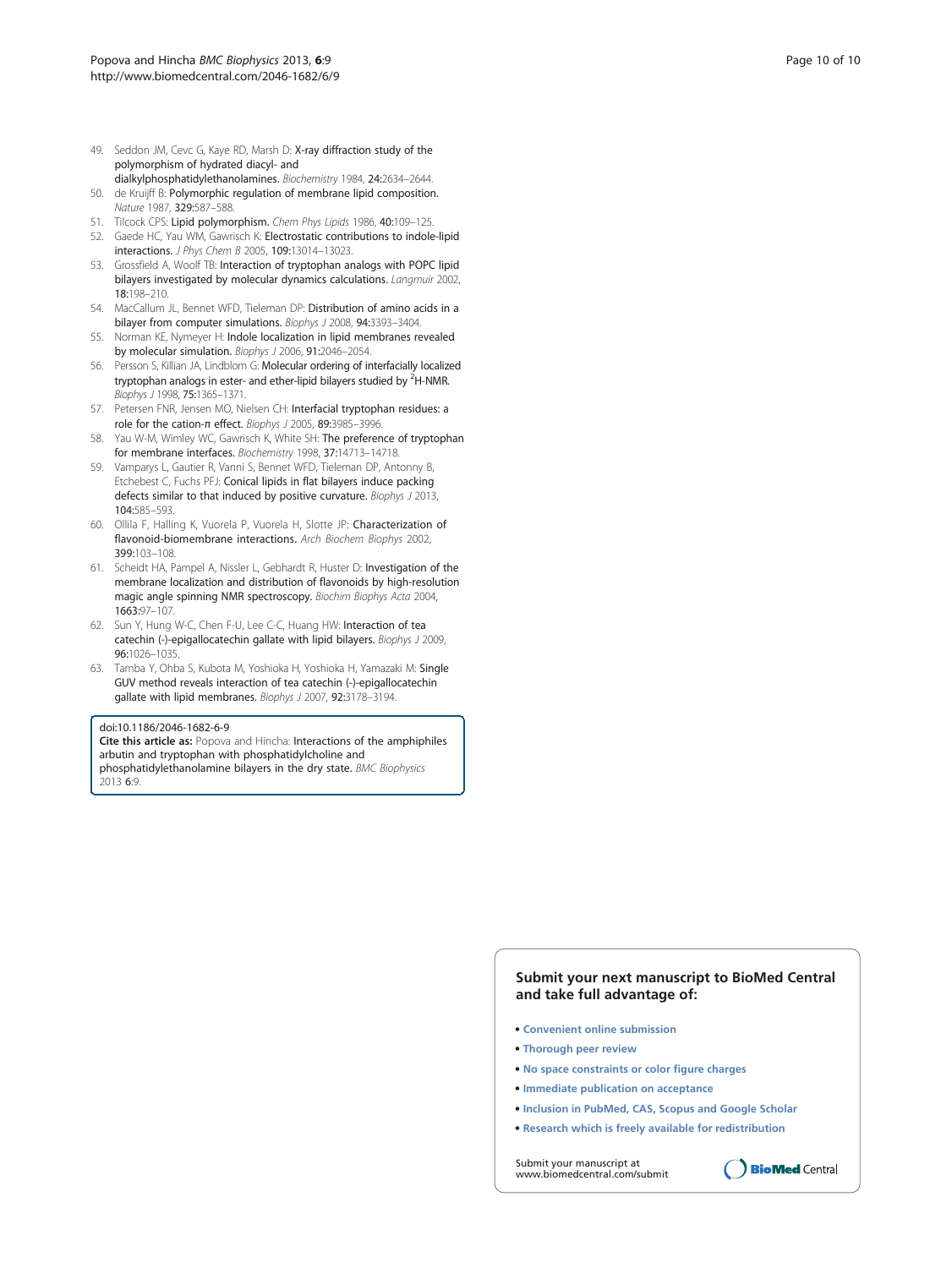49. Seddon JM, Cevc G, Kaye RD, Marsh D: **X-ray diffraction study of the polymorphism of hydrated diacyl- and dialkylphosphatidylethanolamines.** *Biochemistry* 1984, **24:**2634–2644.
50. de Kruijff B: **Polymorphic regulation of membrane lipid composition.** *Nature* 1987, **329:**587–588.
51. Tilcock CPS: **Lipid polymorphism.** *Chem Phys Lipids* 1986, **40:**109–125.
52. Gaede HC, Yau WM, Gawrisch K: **Electrostatic contributions to indole-lipid interactions.** *J Phys Chem B* 2005, **109:**13014–13023.
53. Grossfield A, Woolf TB: **Interaction of tryptophan analogs with POPC lipid bilayers investigated by molecular dynamics calculations.** *Langmuir* 2002, **18:**198–210.
54. MacCallum JL, Bennet WFD, Tieleman DP: **Distribution of amino acids in a bilayer from computer simulations.** *Biophys J* 2008, **94:**3393–3404.
55. Norman KE, Nymeyer H: **Indole localization in lipid membranes revealed by molecular simulation.** *Biophys J* 2006, **91:**2046–2054.
56. Persson S, Killian JA, Lindblom G: **Molecular ordering of interfacially localized tryptophan analogs in ester- and ether-lipid bilayers studied by $^{2}$H-NMR.** *Biophys J* 1998, **75:**1365–1371.
57. Petersen FNR, Jensen MO, Nielsen CH: **Interfacial tryptophan residues: a role for the cation-π effect.** *Biophys J* 2005, **89:**3985–3996.
58. Yau W-M, Wimley WC, Gawrisch K, White SH: **The preference of tryptophan for membrane interfaces.** *Biochemistry* 1998, **37:**14713–14718.
59. Vamparys L, Gautier R, Vanni S, Bennet WFD, Tieleman DP, Antonny B, Etchebest C, Fuchs PFJ: **Conical lipids in flat bilayers induce packing defects similar to that induced by positive curvature.** *Biophys J* 2013, **104:**585–593.
60. Ollila F, Halling K, Vuorela P, Vuorela H, Slotte JP: **Characterization of flavonoid-biomembrane interactions.** *Arch Biochem Biophys* 2002, **399:**103–108.
61. Scheidt HA, Pampel A, Nissler L, Gebhardt R, Huster D: **Investigation of the membrane localization and distribution of flavonoids by high-resolution magic angle spinning NMR spectroscopy.** *Biochim Biophys Acta* 2004, **1663:**97–107.
62. Sun Y, Hung W-C, Chen F-U, Lee C-C, Huang HW: **Interaction of tea catechin (-)-epigallocatechin gallate with lipid bilayers.** *Biophys J* 2009, **96:**1026–1035.
63. Tamba Y, Ohba S, Kubota M, Yoshioka H, Yoshioka H, Yamazaki M: **Single GUV method reveals interaction of tea catechin (-)-epigallocatechin gallate with lipid membranes.** *Biophys J* 2007, **92:**3178–3194.

doi:10.1186/2046-1682-6-9

**Cite this article as:** Popova and Hincha: **Interactions of the amphiphiles arbutin and tryptophan with phosphatidylcholine and phosphatidylethanolamine bilayers in the dry state.** *BMC Biophysics* 2013 **6:**9.

**Submit your next manuscript to BioMed Central and take full advantage of:**

- **Convenient online submission**
- **Thorough peer review**
- **No space constraints or color figure charges**
- **Immediate publication on acceptance**
- **Inclusion in PubMed, CAS, Scopus and Google Scholar**
- **Research which is freely available for redistribution**

Submit your manuscript at
www.biomedcentral.com/submit

BioMed Central